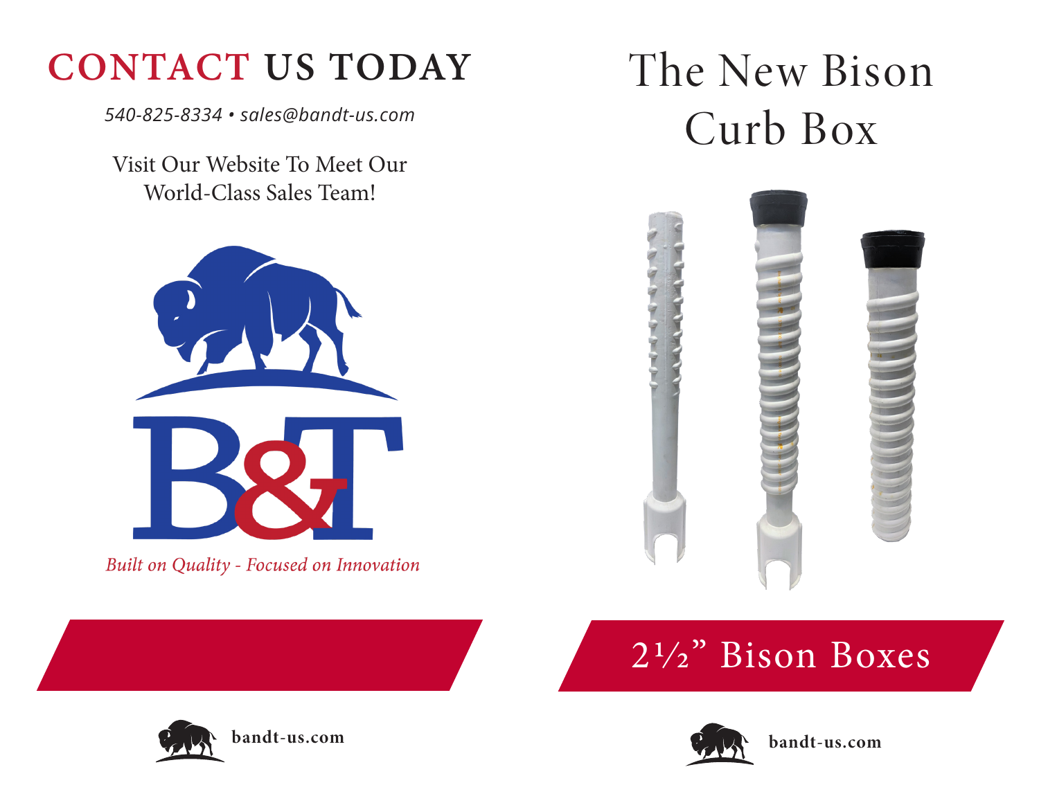## CONTACT US TODAY

*540-825-8334 • sales@bandt-us.com*

Visit Our Website To Meet Our World-Class Sales Team!

B&T

*Built on Quality - Focused on Innovation*

**bandt-us.com**

# The New Bison Curb Box

## 2½” Bison Boxes

**bandt-us.com**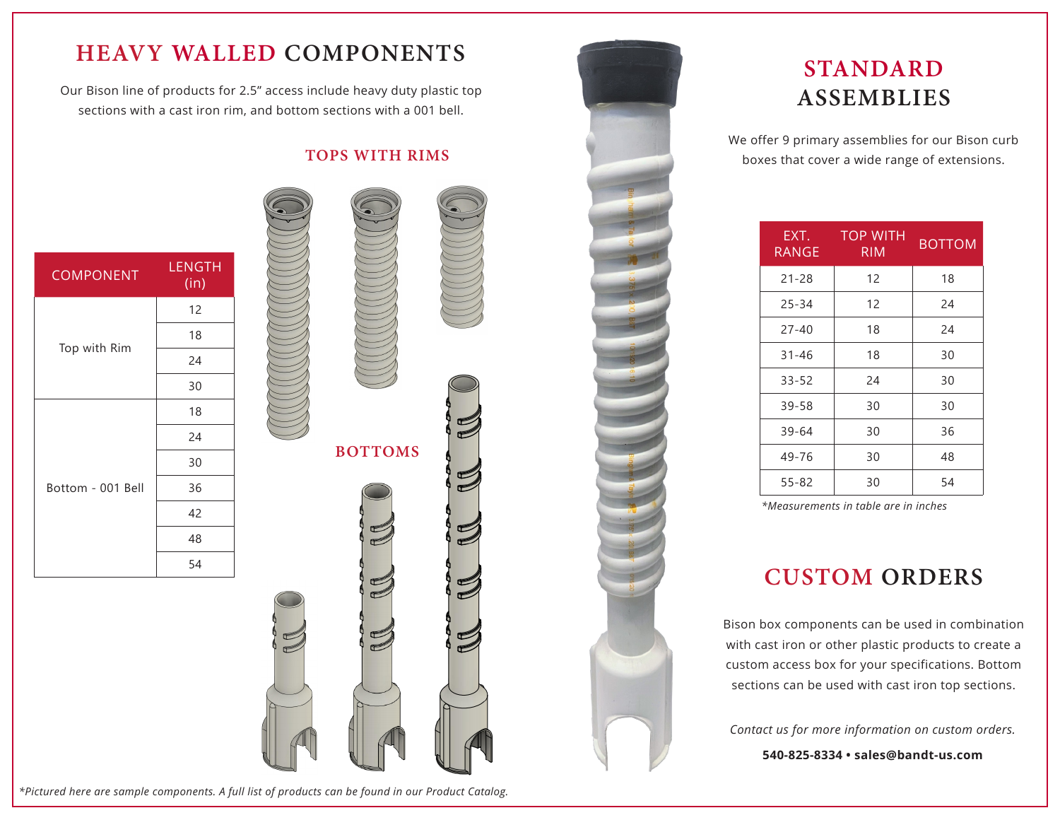# HEAVY WALLED COMPONENTS

Our Bison line of products for 2.5" access include heavy duty plastic top sections with a cast iron rim, and bottom sections with a 001 bell.

| COMPONENT | LENGTH (in) |
|---|---|
| Top with Rim | 12 |
| | 18 |
| | 24 |
| | 30 |
| Bottom - 001 Bell | 18 |
| | 24 |
| | 30 |
| | 36 |
| | 42 |
| | 48 |
| | 54 |

TOPS WITH RIMS

BOTTOMS

*\*Pictured here are sample components. A full list of products can be found in our Product Catalog.*

# STANDARD ASSEMBLIES

We offer 9 primary assemblies for our Bison curb boxes that cover a wide range of extensions.

| EXT. RANGE | TOP WITH RIM | BOTTOM |
|---|---|---|
| 21-28 | 12 | 18 |
| 25-34 | 12 | 24 |
| 27-40 | 18 | 24 |
| 31-46 | 18 | 30 |
| 33-52 | 24 | 30 |
| 39-58 | 30 | 30 |
| 39-64 | 30 | 36 |
| 49-76 | 30 | 48 |
| 55-82 | 30 | 54 |

*\*Measurements in table are in inches*

# CUSTOM ORDERS

Bison box components can be used in combination with cast iron or other plastic products to create a custom access box for your specifications. Bottom sections can be used with cast iron top sections.

*Contact us for more information on custom orders.*

**540-825-8334 • sales@bandt-us.com**